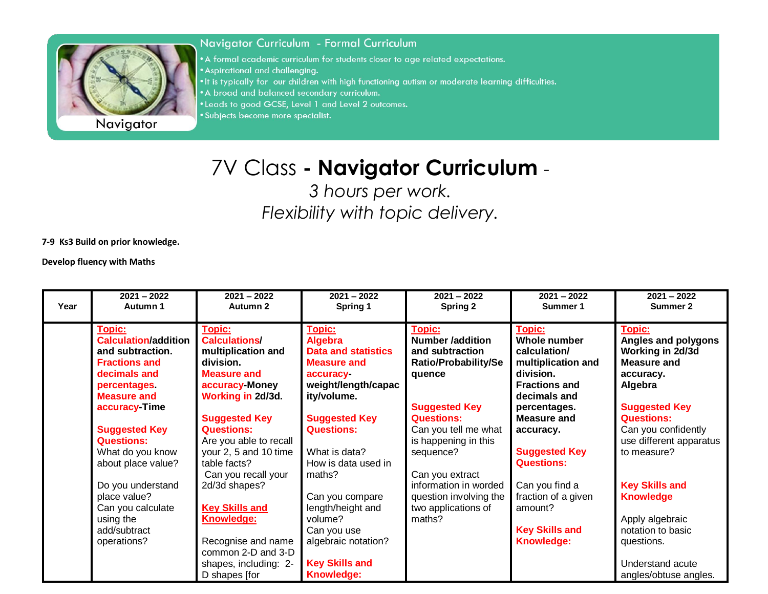## Navigator Curriculum - Formal Curriculum

- A formal academic curriculum for students closer to age related expectations.
- Aspirational and challenging.
- It is typically for our children with high functioning autism or moderate learning difficulties.
- A broad and balanced secondary curriculum.
- Leads to good GCSE, Level 1 and Level 2 outcomes.
- Subjects become more specialist.

Navigator

# 7V Class - **Navigator Curriculum** -

*3 hours per work.*

*Flexibility with topic delivery.*

**7-9 Ks3 Build on prior knowledge.**

**Develop fluency with Maths**

| Year | 2021 – 2022 Autumn 1 | 2021 – 2022 Autumn 2 | 2021 – 2022 Spring 1 | 2021 – 2022 Spring 2 | 2021 – 2022 Summer 1 | 2021 – 2022 Summer 2 |
|---|---|---|---|---|---|---|
| | **Topic:** **Calculation/addition and subtraction.** **Fractions and decimals and percentages.** **Measure and accuracy-Time** <br><br> **Suggested Key Questions:** What do you know about place value? <br><br> Do you understand place value? Can you calculate using the add/subtract operations? | **Topic:** **Calculations/ multiplication and division.** **Measure and accuracy-Money** **Working in 2d/3d.** <br><br> **Suggested Key Questions:** Are you able to recall your 2, 5 and 10 time table facts? Can you recall your 2d/3d shapes? <br><br> **Key Skills and Knowledge:** <br><br> Recognise and name common 2-D and 3-D shapes, including: 2-D shapes [for | **Topic:** **Algebra** **Data and statistics** **Measure and accuracy-weight/length/capacity/volume.** <br><br> **Suggested Key Questions:** <br><br> What is data? How is data used in maths? <br><br> Can you compare length/height and volume? Can you use algebraic notation? <br><br> **Key Skills and Knowledge:** | **Topic:** **Number /addition and subtraction Ratio/Probability/Sequence** <br><br> **Suggested Key Questions:** Can you tell me what is happening in this sequence? <br><br> Can you extract information in worded question involving the two applications of maths? | **Topic:** **Whole number calculation/ multiplication and division. Fractions and decimals and percentages. Measure and accuracy.** <br><br> **Suggested Key Questions:** <br><br> Can you find a fraction of a given amount? <br><br> **Key Skills and Knowledge:** | **Topic:** **Angles and polygons Working in 2d/3d Measure and accuracy. Algebra** <br><br> **Suggested Key Questions:** Can you confidently use different apparatus to measure? <br><br> **Key Skills and Knowledge** <br><br> Apply algebraic notation to basic questions. <br><br> Understand acute angles/obtuse angles. |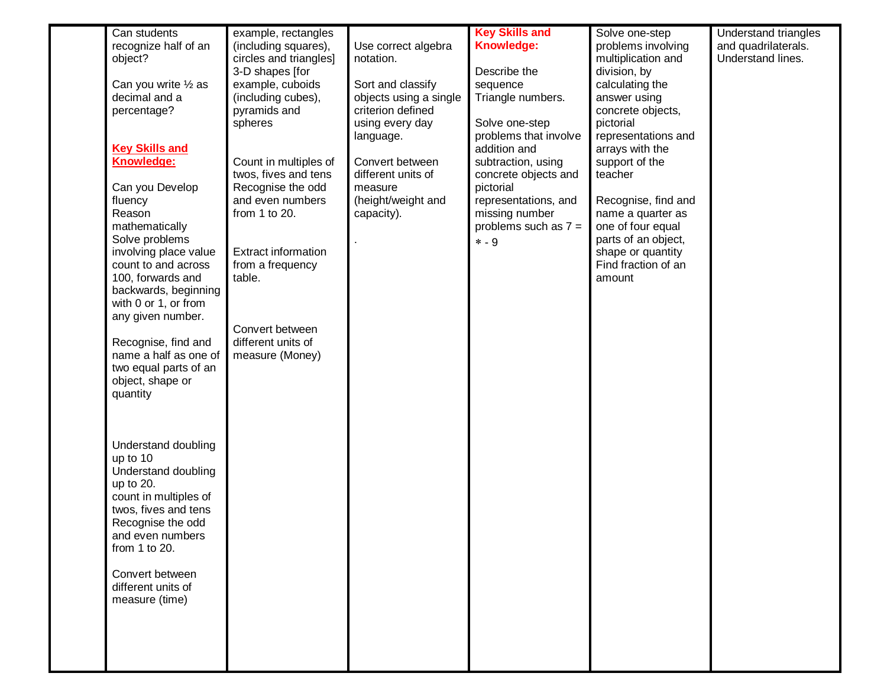| | | | | | | |
|---|---|---|---|---|---|---|
| | Can students recognize half of an object?<br><br>Can you write ½ as decimal and a percentage?<br><br>**Key Skills and Knowledge:**<br><br>Can you Develop fluency<br>Reason mathematically<br>Solve problems involving place value count to and across 100, forwards and backwards, beginning with 0 or 1, or from any given number.<br><br>Recognise, find and name a half as one of two equal parts of an object, shape or quantity<br><br>Understand doubling up to 10<br>Understand doubling up to 20.<br>count in multiples of twos, fives and tens<br>Recognise the odd and even numbers from 1 to 20.<br><br>Convert between different units of measure (time) | example, rectangles (including squares), circles and triangles] 3-D shapes [for example, cuboids (including cubes), pyramids and spheres<br><br>Count in multiples of twos, fives and tens<br>Recognise the odd and even numbers from 1 to 20.<br><br>Extract information from a frequency table.<br><br>Convert between different units of measure (Money) | Use correct algebra notation.<br><br>Sort and classify objects using a single criterion defined using every day language.<br><br>Convert between different units of measure (height/weight and capacity).<br><br>. | **Key Skills and Knowledge:**<br><br>Describe the sequence<br>Triangle numbers.<br><br>Solve one-step problems that involve addition and subtraction, using concrete objects and pictorial representations, and missing number problems such as 7 = ∗ - 9 | Solve one-step problems involving multiplication and division, by calculating the answer using concrete objects, pictorial representations and arrays with the support of the teacher<br><br>Recognise, find and name a quarter as one of four equal parts of an object, shape or quantity<br>Find fraction of an amount | Understand triangles and quadrilaterals.<br>Understand lines. |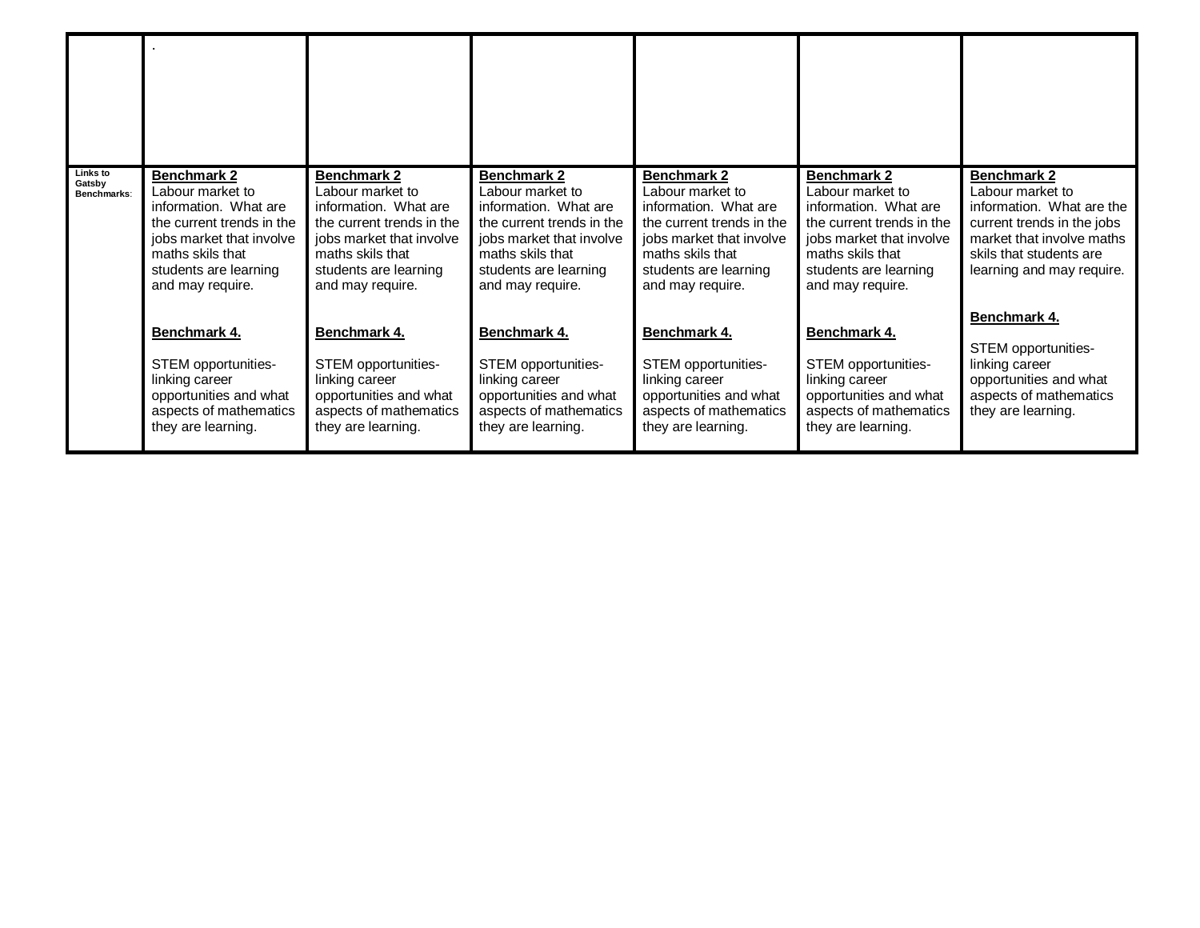| | | | | | | |
|---|---|---|---|---|---|---|
| | . | | | | | |
| **Links to Gatsby Benchmarks**: | **Benchmark 2**<br>Labour market to information. What are the current trends in the jobs market that involve maths skils that students are learning and may require.<br><br>**Benchmark 4.**<br><br>STEM opportunities- linking career opportunities and what aspects of mathematics they are learning. | **Benchmark 2**<br>Labour market to information. What are the current trends in the jobs market that involve maths skils that students are learning and may require.<br><br>**Benchmark 4.**<br><br>STEM opportunities- linking career opportunities and what aspects of mathematics they are learning. | **Benchmark 2**<br>Labour market to information. What are the current trends in the jobs market that involve maths skils that students are learning and may require.<br><br>**Benchmark 4.**<br><br>STEM opportunities- linking career opportunities and what aspects of mathematics they are learning. | **Benchmark 2**<br>Labour market to information. What are the current trends in the jobs market that involve maths skils that students are learning and may require.<br><br>**Benchmark 4.**<br><br>STEM opportunities- linking career opportunities and what aspects of mathematics they are learning. | **Benchmark 2**<br>Labour market to information. What are the current trends in the jobs market that involve maths skils that students are learning and may require.<br><br>**Benchmark 4.**<br><br>STEM opportunities- linking career opportunities and what aspects of mathematics they are learning. | **Benchmark 2**<br>Labour market to information. What are the current trends in the jobs market that involve maths skils that students are learning and may require.<br><br>**Benchmark 4.**<br><br>STEM opportunities- linking career opportunities and what aspects of mathematics they are learning. |